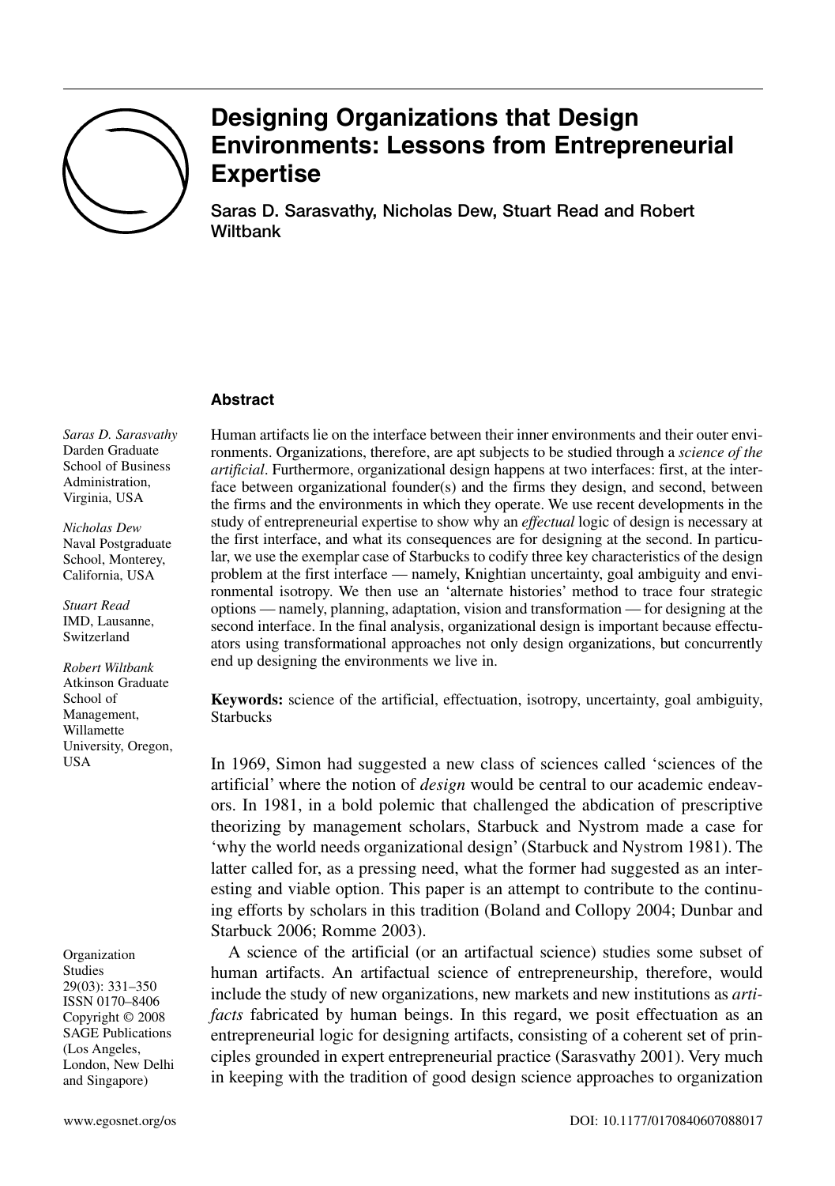# Designing Organizations that Design Environments: Lessons from Entrepreneurial Expertise

**Saras D. Sarasvathy, Nicholas Dew, Stuart Read and Robert Wiltbank**

*Saras D. Sarasvathy*
Darden Graduate School of Business Administration, Virginia, USA

*Nicholas Dew*
Naval Postgraduate School, Monterey, California, USA

*Stuart Read*
IMD, Lausanne, Switzerland

*Robert Wiltbank*
Atkinson Graduate School of Management, Willamette University, Oregon, USA

Organization Studies 29(03): 331–350
ISSN 0170–8406
Copyright © 2008 SAGE Publications (Los Angeles, London, New Delhi and Singapore)

### Abstract

Human artifacts lie on the interface between their inner environments and their outer environments. Organizations, therefore, are apt subjects to be studied through a *science of the artificial*. Furthermore, organizational design happens at two interfaces: first, at the interface between organizational founder(s) and the firms they design, and second, between the firms and the environments in which they operate. We use recent developments in the study of entrepreneurial expertise to show why an *effectual* logic of design is necessary at the first interface, and what its consequences are for designing at the second. In particular, we use the exemplar case of Starbucks to codify three key characteristics of the design problem at the first interface — namely, Knightian uncertainty, goal ambiguity and environmental isotropy. We then use an 'alternate histories' method to trace four strategic options — namely, planning, adaptation, vision and transformation — for designing at the second interface. In the final analysis, organizational design is important because effectuators using transformational approaches not only design organizations, but concurrently end up designing the environments we live in.

**Keywords:** science of the artificial, effectuation, isotropy, uncertainty, goal ambiguity, Starbucks

In 1969, Simon had suggested a new class of sciences called 'sciences of the artificial' where the notion of *design* would be central to our academic endeavors. In 1981, in a bold polemic that challenged the abdication of prescriptive theorizing by management scholars, Starbuck and Nystrom made a case for 'why the world needs organizational design' (Starbuck and Nystrom 1981). The latter called for, as a pressing need, what the former had suggested as an interesting and viable option. This paper is an attempt to contribute to the continuing efforts by scholars in this tradition (Boland and Collopy 2004; Dunbar and Starbuck 2006; Romme 2003).

A science of the artificial (or an artifactual science) studies some subset of human artifacts. An artifactual science of entrepreneurship, therefore, would include the study of new organizations, new markets and new institutions as *artifacts* fabricated by human beings. In this regard, we posit effectuation as an entrepreneurial logic for designing artifacts, consisting of a coherent set of principles grounded in expert entrepreneurial practice (Sarasvathy 2001). Very much in keeping with the tradition of good design science approaches to organization

www.egosnet.org/os DOI: 10.1177/0170840607088017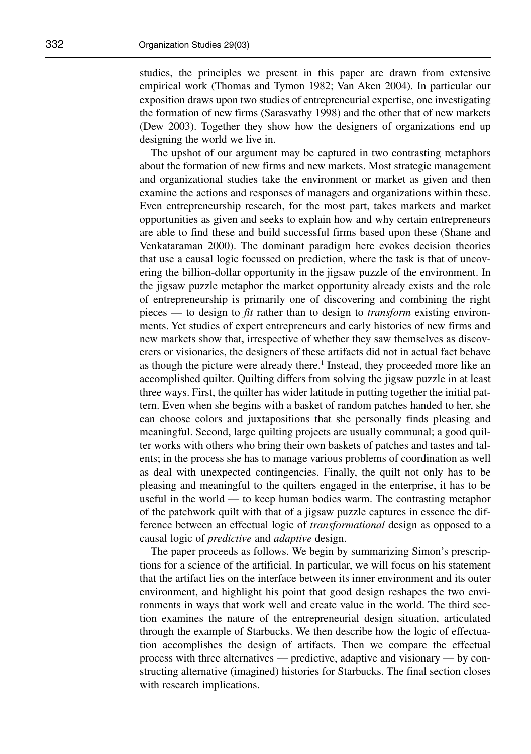studies, the principles we present in this paper are drawn from extensive empirical work (Thomas and Tymon 1982; Van Aken 2004). In particular our exposition draws upon two studies of entrepreneurial expertise, one investigating the formation of new firms (Sarasvathy 1998) and the other that of new markets (Dew 2003). Together they show how the designers of organizations end up designing the world we live in.

The upshot of our argument may be captured in two contrasting metaphors about the formation of new firms and new markets. Most strategic management and organizational studies take the environment or market as given and then examine the actions and responses of managers and organizations within these. Even entrepreneurship research, for the most part, takes markets and market opportunities as given and seeks to explain how and why certain entrepreneurs are able to find these and build successful firms based upon these (Shane and Venkataraman 2000). The dominant paradigm here evokes decision theories that use a causal logic focussed on prediction, where the task is that of uncovering the billion-dollar opportunity in the jigsaw puzzle of the environment. In the jigsaw puzzle metaphor the market opportunity already exists and the role of entrepreneurship is primarily one of discovering and combining the right pieces — to design to *fit* rather than to design to *transform* existing environments. Yet studies of expert entrepreneurs and early histories of new firms and new markets show that, irrespective of whether they saw themselves as discoverers or visionaries, the designers of these artifacts did not in actual fact behave as though the picture were already there.[1] Instead, they proceeded more like an accomplished quilter. Quilting differs from solving the jigsaw puzzle in at least three ways. First, the quilter has wider latitude in putting together the initial pattern. Even when she begins with a basket of random patches handed to her, she can choose colors and juxtapositions that she personally finds pleasing and meaningful. Second, large quilting projects are usually communal; a good quilter works with others who bring their own baskets of patches and tastes and talents; in the process she has to manage various problems of coordination as well as deal with unexpected contingencies. Finally, the quilt not only has to be pleasing and meaningful to the quilters engaged in the enterprise, it has to be useful in the world — to keep human bodies warm. The contrasting metaphor of the patchwork quilt with that of a jigsaw puzzle captures in essence the difference between an effectual logic of *transformational* design as opposed to a causal logic of *predictive* and *adaptive* design.

The paper proceeds as follows. We begin by summarizing Simon's prescriptions for a science of the artificial. In particular, we will focus on his statement that the artifact lies on the interface between its inner environment and its outer environment, and highlight his point that good design reshapes the two environments in ways that work well and create value in the world. The third section examines the nature of the entrepreneurial design situation, articulated through the example of Starbucks. We then describe how the logic of effectuation accomplishes the design of artifacts. Then we compare the effectual process with three alternatives — predictive, adaptive and visionary — by constructing alternative (imagined) histories for Starbucks. The final section closes with research implications.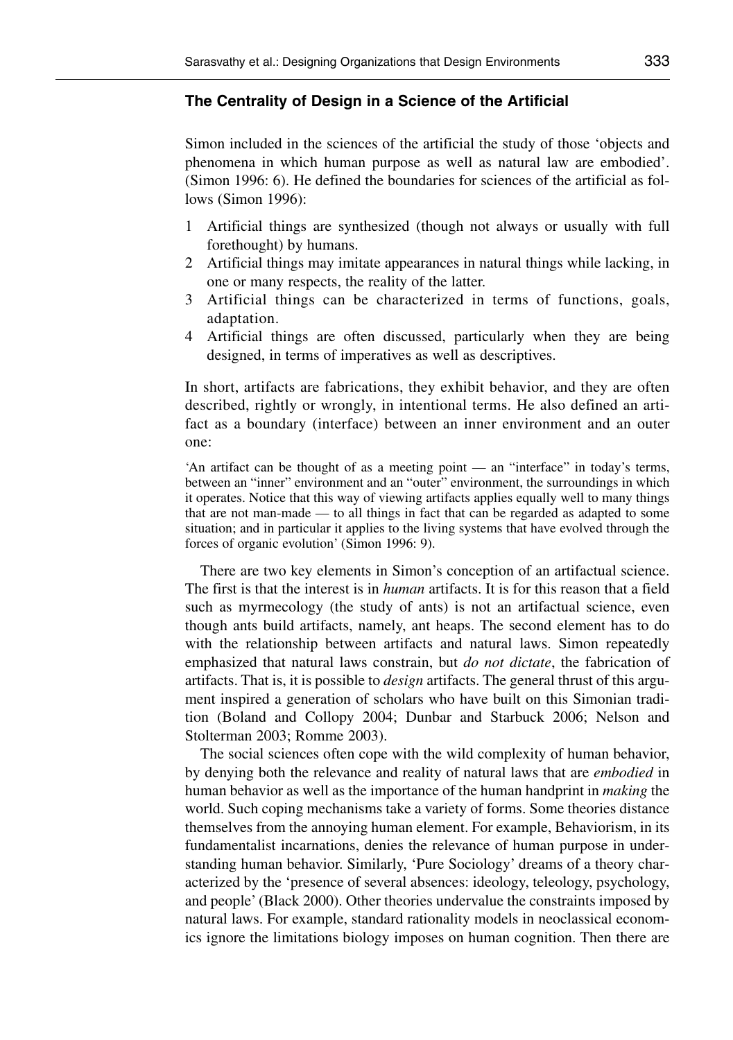### The Centrality of Design in a Science of the Artificial

Simon included in the sciences of the artificial the study of those 'objects and phenomena in which human purpose as well as natural law are embodied'. (Simon 1996: 6). He defined the boundaries for sciences of the artificial as follows (Simon 1996):

1. Artificial things are synthesized (though not always or usually with full forethought) by humans.
2. Artificial things may imitate appearances in natural things while lacking, in one or many respects, the reality of the latter.
3. Artificial things can be characterized in terms of functions, goals, adaptation.
4. Artificial things are often discussed, particularly when they are being designed, in terms of imperatives as well as descriptives.

In short, artifacts are fabrications, they exhibit behavior, and they are often described, rightly or wrongly, in intentional terms. He also defined an artifact as a boundary (interface) between an inner environment and an outer one:

> 'An artifact can be thought of as a meeting point — an "interface" in today's terms, between an "inner" environment and an "outer" environment, the surroundings in which it operates. Notice that this way of viewing artifacts applies equally well to many things that are not man-made — to all things in fact that can be regarded as adapted to some situation; and in particular it applies to the living systems that have evolved through the forces of organic evolution' (Simon 1996: 9).

There are two key elements in Simon's conception of an artifactual science. The first is that the interest is in *human* artifacts. It is for this reason that a field such as myrmecology (the study of ants) is not an artifactual science, even though ants build artifacts, namely, ant heaps. The second element has to do with the relationship between artifacts and natural laws. Simon repeatedly emphasized that natural laws constrain, but *do not dictate*, the fabrication of artifacts. That is, it is possible to *design* artifacts. The general thrust of this argument inspired a generation of scholars who have built on this Simonian tradition (Boland and Collopy 2004; Dunbar and Starbuck 2006; Nelson and Stolterman 2003; Romme 2003).

The social sciences often cope with the wild complexity of human behavior, by denying both the relevance and reality of natural laws that are *embodied* in human behavior as well as the importance of the human handprint in *making* the world. Such coping mechanisms take a variety of forms. Some theories distance themselves from the annoying human element. For example, Behaviorism, in its fundamentalist incarnations, denies the relevance of human purpose in understanding human behavior. Similarly, 'Pure Sociology' dreams of a theory characterized by the 'presence of several absences: ideology, teleology, psychology, and people' (Black 2000). Other theories undervalue the constraints imposed by natural laws. For example, standard rationality models in neoclassical economics ignore the limitations biology imposes on human cognition. Then there are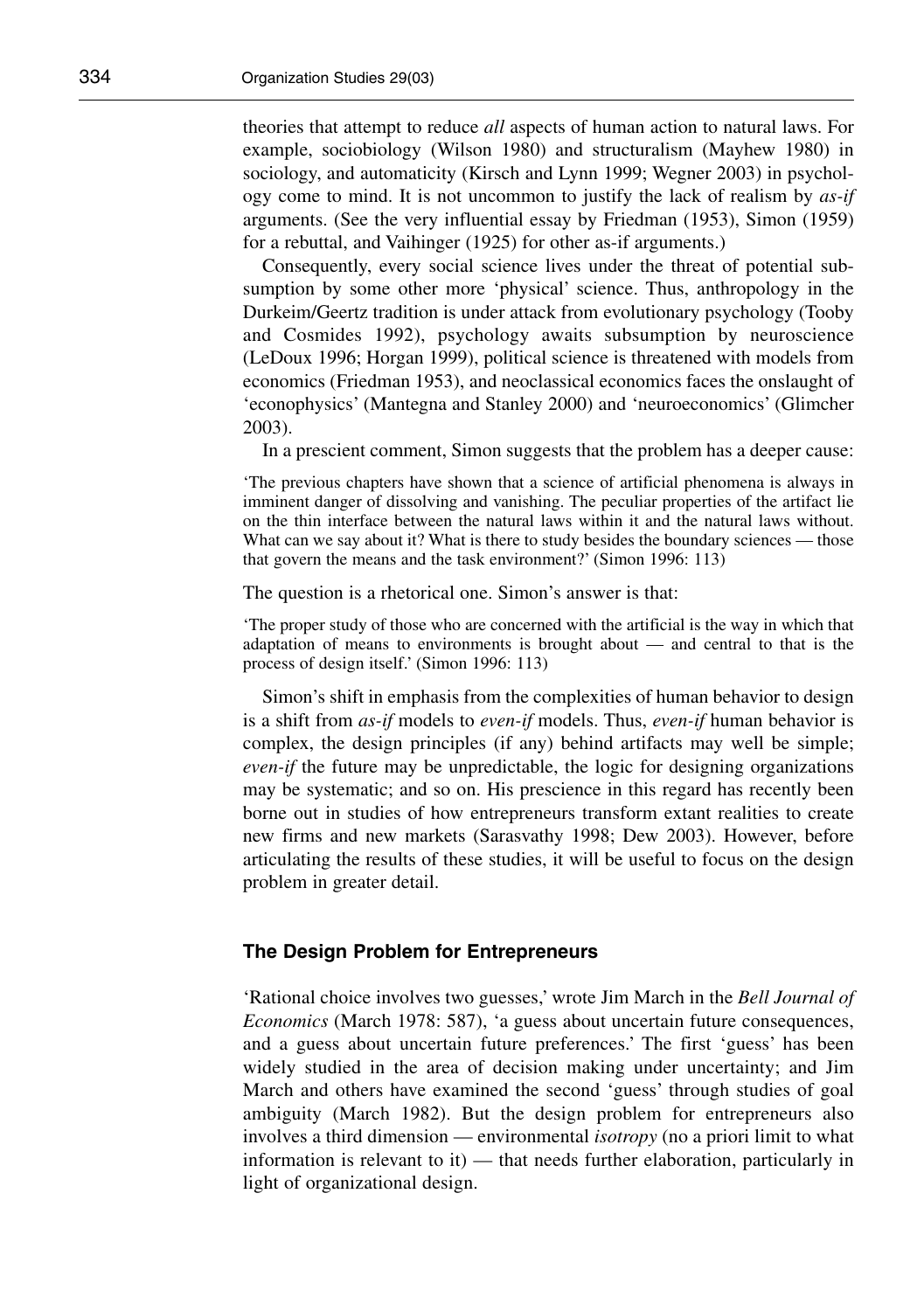theories that attempt to reduce *all* aspects of human action to natural laws. For example, sociobiology (Wilson 1980) and structuralism (Mayhew 1980) in sociology, and automaticity (Kirsch and Lynn 1999; Wegner 2003) in psychology come to mind. It is not uncommon to justify the lack of realism by *as-if* arguments. (See the very influential essay by Friedman (1953), Simon (1959) for a rebuttal, and Vaihinger (1925) for other as-if arguments.)

Consequently, every social science lives under the threat of potential subsumption by some other more 'physical' science. Thus, anthropology in the Durkeim/Geertz tradition is under attack from evolutionary psychology (Tooby and Cosmides 1992), psychology awaits subsumption by neuroscience (LeDoux 1996; Horgan 1999), political science is threatened with models from economics (Friedman 1953), and neoclassical economics faces the onslaught of 'econophysics' (Mantegna and Stanley 2000) and 'neuroeconomics' (Glimcher 2003).

In a prescient comment, Simon suggests that the problem has a deeper cause:

> 'The previous chapters have shown that a science of artificial phenomena is always in imminent danger of dissolving and vanishing. The peculiar properties of the artifact lie on the thin interface between the natural laws within it and the natural laws without. What can we say about it? What is there to study besides the boundary sciences — those that govern the means and the task environment?' (Simon 1996: 113)

The question is a rhetorical one. Simon's answer is that:

> 'The proper study of those who are concerned with the artificial is the way in which that adaptation of means to environments is brought about — and central to that is the process of design itself.' (Simon 1996: 113)

Simon's shift in emphasis from the complexities of human behavior to design is a shift from *as-if* models to *even-if* models. Thus, *even-if* human behavior is complex, the design principles (if any) behind artifacts may well be simple; *even-if* the future may be unpredictable, the logic for designing organizations may be systematic; and so on. His prescience in this regard has recently been borne out in studies of how entrepreneurs transform extant realities to create new firms and new markets (Sarasvathy 1998; Dew 2003). However, before articulating the results of these studies, it will be useful to focus on the design problem in greater detail.

## The Design Problem for Entrepreneurs

'Rational choice involves two guesses,' wrote Jim March in the *Bell Journal of Economics* (March 1978: 587), 'a guess about uncertain future consequences, and a guess about uncertain future preferences.' The first 'guess' has been widely studied in the area of decision making under uncertainty; and Jim March and others have examined the second 'guess' through studies of goal ambiguity (March 1982). But the design problem for entrepreneurs also involves a third dimension — environmental *isotropy* (no a priori limit to what information is relevant to it) — that needs further elaboration, particularly in light of organizational design.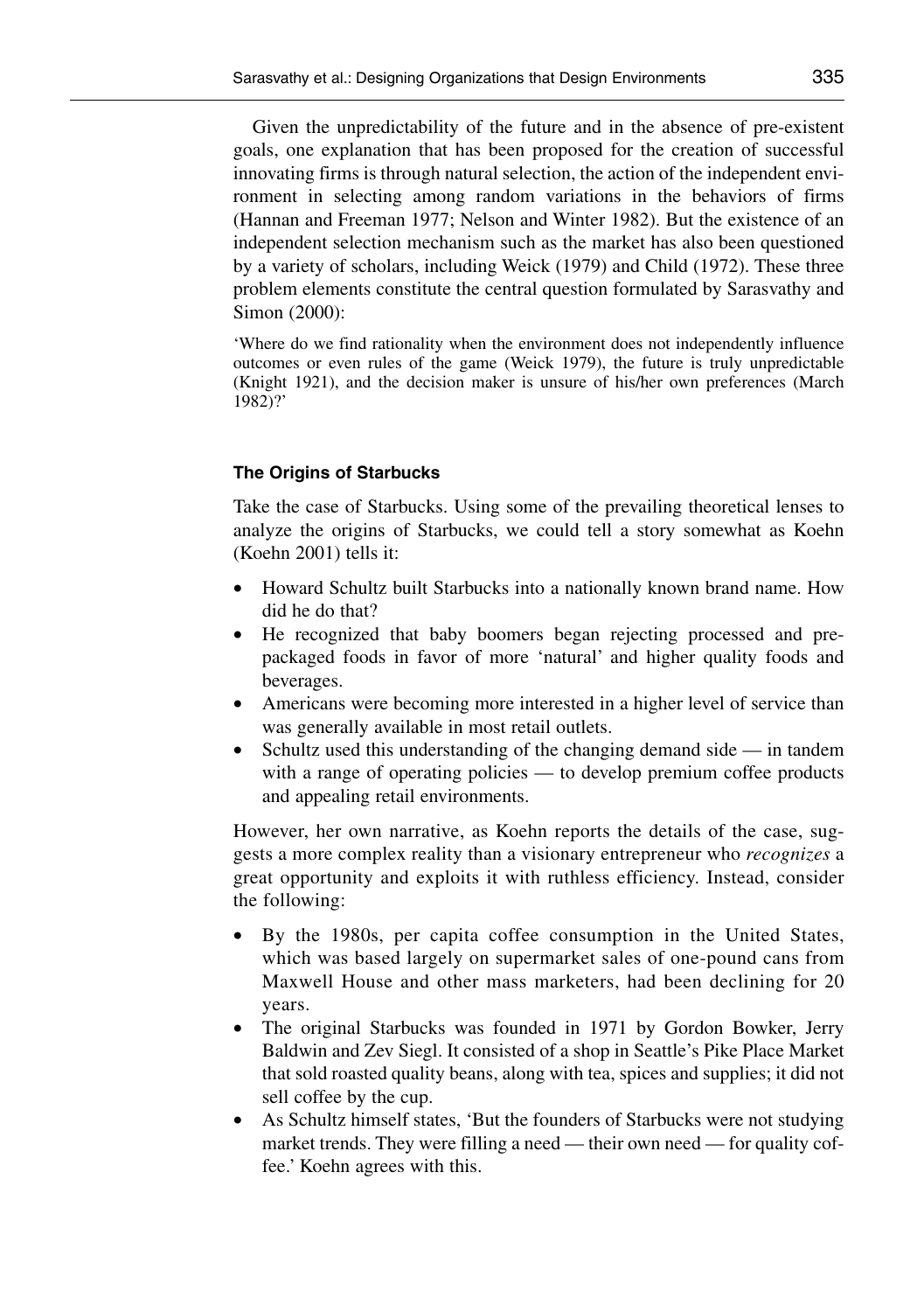Given the unpredictability of the future and in the absence of pre-existent goals, one explanation that has been proposed for the creation of successful innovating firms is through natural selection, the action of the independent environment in selecting among random variations in the behaviors of firms (Hannan and Freeman 1977; Nelson and Winter 1982). But the existence of an independent selection mechanism such as the market has also been questioned by a variety of scholars, including Weick (1979) and Child (1972). These three problem elements constitute the central question formulated by Sarasvathy and Simon (2000):

> 'Where do we find rationality when the environment does not independently influence outcomes or even rules of the game (Weick 1979), the future is truly unpredictable (Knight 1921), and the decision maker is unsure of his/her own preferences (March 1982)?'

#### The Origins of Starbucks

Take the case of Starbucks. Using some of the prevailing theoretical lenses to analyze the origins of Starbucks, we could tell a story somewhat as Koehn (Koehn 2001) tells it:

- Howard Schultz built Starbucks into a nationally known brand name. How did he do that?
- He recognized that baby boomers began rejecting processed and pre-packaged foods in favor of more 'natural' and higher quality foods and beverages.
- Americans were becoming more interested in a higher level of service than was generally available in most retail outlets.
- Schultz used this understanding of the changing demand side — in tandem with a range of operating policies — to develop premium coffee products and appealing retail environments.

However, her own narrative, as Koehn reports the details of the case, suggests a more complex reality than a visionary entrepreneur who *recognizes* a great opportunity and exploits it with ruthless efficiency. Instead, consider the following:

- By the 1980s, per capita coffee consumption in the United States, which was based largely on supermarket sales of one-pound cans from Maxwell House and other mass marketers, had been declining for 20 years.
- The original Starbucks was founded in 1971 by Gordon Bowker, Jerry Baldwin and Zev Siegl. It consisted of a shop in Seattle's Pike Place Market that sold roasted quality beans, along with tea, spices and supplies; it did not sell coffee by the cup.
- As Schultz himself states, 'But the founders of Starbucks were not studying market trends. They were filling a need — their own need — for quality coffee.' Koehn agrees with this.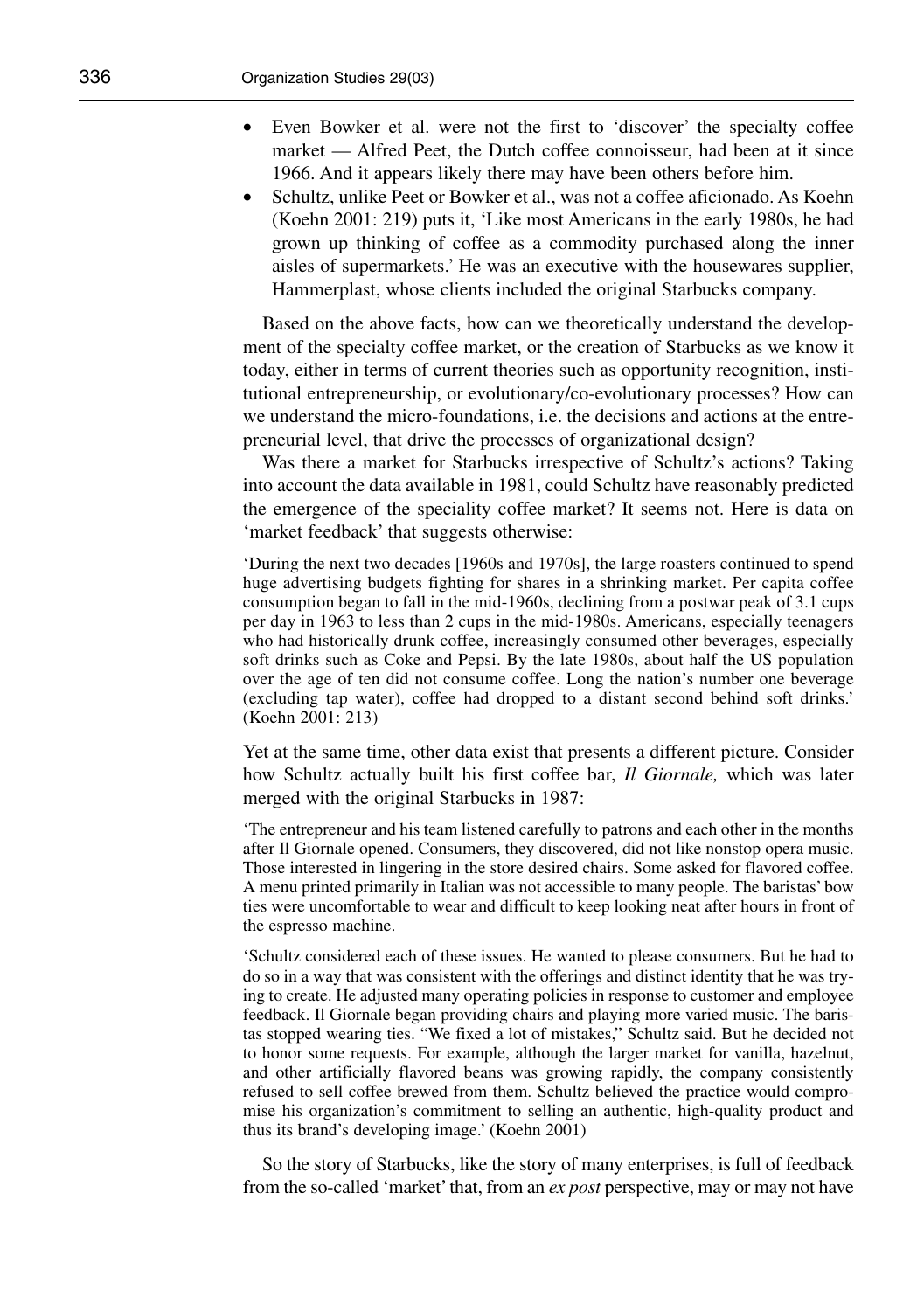- Even Bowker et al. were not the first to 'discover' the specialty coffee market — Alfred Peet, the Dutch coffee connoisseur, had been at it since 1966. And it appears likely there may have been others before him.
- Schultz, unlike Peet or Bowker et al., was not a coffee aficionado. As Koehn (Koehn 2001: 219) puts it, 'Like most Americans in the early 1980s, he had grown up thinking of coffee as a commodity purchased along the inner aisles of supermarkets.' He was an executive with the housewares supplier, Hammerplast, whose clients included the original Starbucks company.

Based on the above facts, how can we theoretically understand the development of the specialty coffee market, or the creation of Starbucks as we know it today, either in terms of current theories such as opportunity recognition, institutional entrepreneurship, or evolutionary/co-evolutionary processes? How can we understand the micro-foundations, i.e. the decisions and actions at the entrepreneurial level, that drive the processes of organizational design?

Was there a market for Starbucks irrespective of Schultz's actions? Taking into account the data available in 1981, could Schultz have reasonably predicted the emergence of the speciality coffee market? It seems not. Here is data on 'market feedback' that suggests otherwise:

> 'During the next two decades [1960s and 1970s], the large roasters continued to spend huge advertising budgets fighting for shares in a shrinking market. Per capita coffee consumption began to fall in the mid-1960s, declining from a postwar peak of 3.1 cups per day in 1963 to less than 2 cups in the mid-1980s. Americans, especially teenagers who had historically drunk coffee, increasingly consumed other beverages, especially soft drinks such as Coke and Pepsi. By the late 1980s, about half the US population over the age of ten did not consume coffee. Long the nation's number one beverage (excluding tap water), coffee had dropped to a distant second behind soft drinks.' (Koehn 2001: 213)

Yet at the same time, other data exist that presents a different picture. Consider how Schultz actually built his first coffee bar, *Il Giornale,* which was later merged with the original Starbucks in 1987:

> 'The entrepreneur and his team listened carefully to patrons and each other in the months after Il Giornale opened. Consumers, they discovered, did not like nonstop opera music. Those interested in lingering in the store desired chairs. Some asked for flavored coffee. A menu printed primarily in Italian was not accessible to many people. The baristas' bow ties were uncomfortable to wear and difficult to keep looking neat after hours in front of the espresso machine.
>
> 'Schultz considered each of these issues. He wanted to please consumers. But he had to do so in a way that was consistent with the offerings and distinct identity that he was trying to create. He adjusted many operating policies in response to customer and employee feedback. Il Giornale began providing chairs and playing more varied music. The baristas stopped wearing ties. "We fixed a lot of mistakes," Schultz said. But he decided not to honor some requests. For example, although the larger market for vanilla, hazelnut, and other artificially flavored beans was growing rapidly, the company consistently refused to sell coffee brewed from them. Schultz believed the practice would compromise his organization's commitment to selling an authentic, high-quality product and thus its brand's developing image.' (Koehn 2001)

So the story of Starbucks, like the story of many enterprises, is full of feedback from the so-called 'market' that, from an *ex post* perspective, may or may not have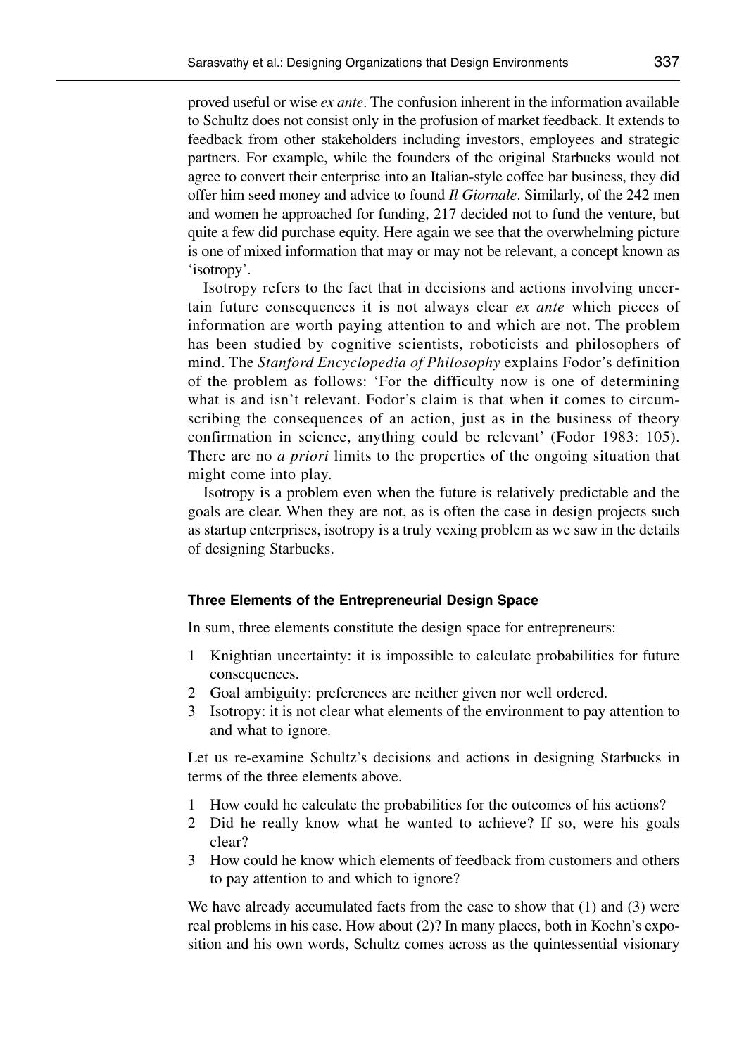proved useful or wise *ex ante*. The confusion inherent in the information available to Schultz does not consist only in the profusion of market feedback. It extends to feedback from other stakeholders including investors, employees and strategic partners. For example, while the founders of the original Starbucks would not agree to convert their enterprise into an Italian-style coffee bar business, they did offer him seed money and advice to found *Il Giornale*. Similarly, of the 242 men and women he approached for funding, 217 decided not to fund the venture, but quite a few did purchase equity. Here again we see that the overwhelming picture is one of mixed information that may or may not be relevant, a concept known as 'isotropy'.

Isotropy refers to the fact that in decisions and actions involving uncertain future consequences it is not always clear *ex ante* which pieces of information are worth paying attention to and which are not. The problem has been studied by cognitive scientists, roboticists and philosophers of mind. The *Stanford Encyclopedia of Philosophy* explains Fodor's definition of the problem as follows: 'For the difficulty now is one of determining what is and isn't relevant. Fodor's claim is that when it comes to circumscribing the consequences of an action, just as in the business of theory confirmation in science, anything could be relevant' (Fodor 1983: 105). There are no *a priori* limits to the properties of the ongoing situation that might come into play.

Isotropy is a problem even when the future is relatively predictable and the goals are clear. When they are not, as is often the case in design projects such as startup enterprises, isotropy is a truly vexing problem as we saw in the details of designing Starbucks.

#### Three Elements of the Entrepreneurial Design Space

In sum, three elements constitute the design space for entrepreneurs:

1. Knightian uncertainty: it is impossible to calculate probabilities for future consequences.
2. Goal ambiguity: preferences are neither given nor well ordered.
3. Isotropy: it is not clear what elements of the environment to pay attention to and what to ignore.

Let us re-examine Schultz's decisions and actions in designing Starbucks in terms of the three elements above.

1. How could he calculate the probabilities for the outcomes of his actions?
2. Did he really know what he wanted to achieve? If so, were his goals clear?
3. How could he know which elements of feedback from customers and others to pay attention to and which to ignore?

We have already accumulated facts from the case to show that (1) and (3) were real problems in his case. How about (2)? In many places, both in Koehn's exposition and his own words, Schultz comes across as the quintessential visionary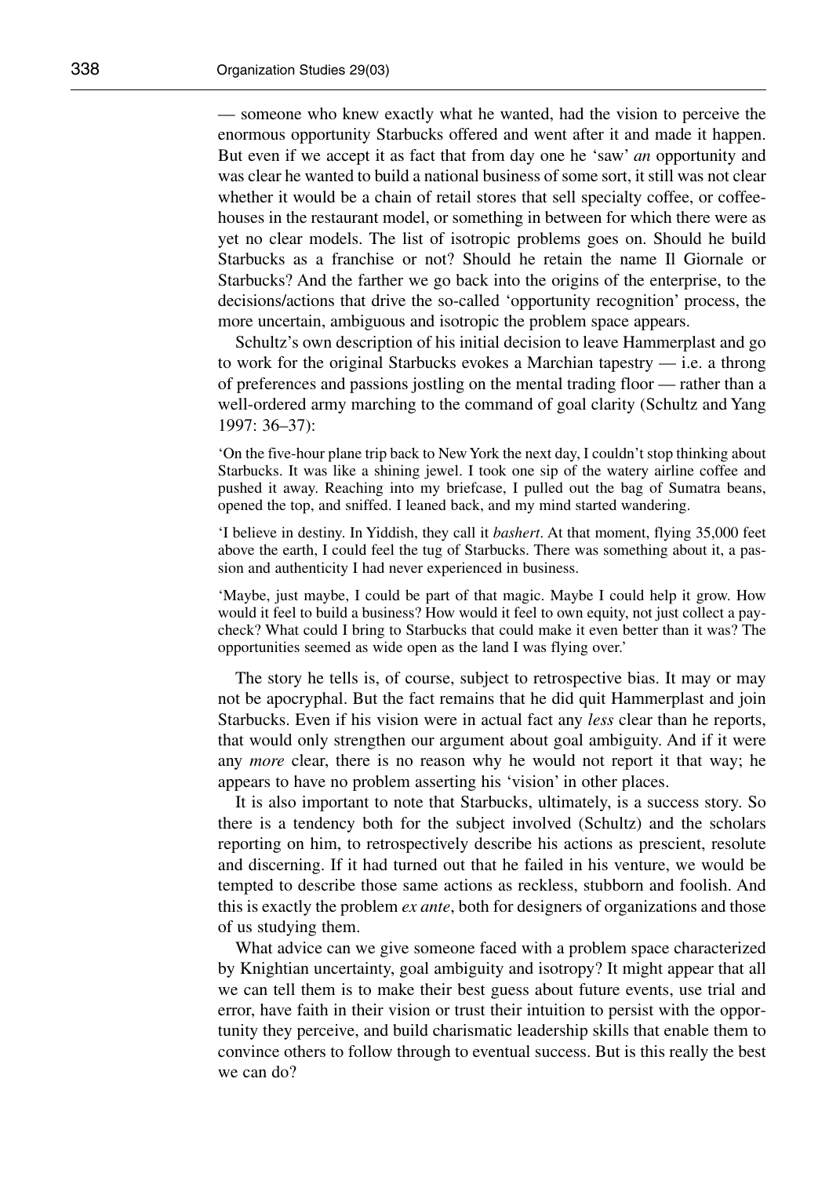— someone who knew exactly what he wanted, had the vision to perceive the enormous opportunity Starbucks offered and went after it and made it happen. But even if we accept it as fact that from day one he 'saw' *an* opportunity and was clear he wanted to build a national business of some sort, it still was not clear whether it would be a chain of retail stores that sell specialty coffee, or coffee-houses in the restaurant model, or something in between for which there were as yet no clear models. The list of isotropic problems goes on. Should he build Starbucks as a franchise or not? Should he retain the name Il Giornale or Starbucks? And the farther we go back into the origins of the enterprise, to the decisions/actions that drive the so-called 'opportunity recognition' process, the more uncertain, ambiguous and isotropic the problem space appears.

Schultz's own description of his initial decision to leave Hammerplast and go to work for the original Starbucks evokes a Marchian tapestry — i.e. a throng of preferences and passions jostling on the mental trading floor — rather than a well-ordered army marching to the command of goal clarity (Schultz and Yang 1997: 36–37):

> 'On the five-hour plane trip back to New York the next day, I couldn't stop thinking about Starbucks. It was like a shining jewel. I took one sip of the watery airline coffee and pushed it away. Reaching into my briefcase, I pulled out the bag of Sumatra beans, opened the top, and sniffed. I leaned back, and my mind started wandering.
>
> 'I believe in destiny. In Yiddish, they call it *bashert*. At that moment, flying 35,000 feet above the earth, I could feel the tug of Starbucks. There was something about it, a passion and authenticity I had never experienced in business.
>
> 'Maybe, just maybe, I could be part of that magic. Maybe I could help it grow. How would it feel to build a business? How would it feel to own equity, not just collect a paycheck? What could I bring to Starbucks that could make it even better than it was? The opportunities seemed as wide open as the land I was flying over.'

The story he tells is, of course, subject to retrospective bias. It may or may not be apocryphal. But the fact remains that he did quit Hammerplast and join Starbucks. Even if his vision were in actual fact any *less* clear than he reports, that would only strengthen our argument about goal ambiguity. And if it were any *more* clear, there is no reason why he would not report it that way; he appears to have no problem asserting his 'vision' in other places.

It is also important to note that Starbucks, ultimately, is a success story. So there is a tendency both for the subject involved (Schultz) and the scholars reporting on him, to retrospectively describe his actions as prescient, resolute and discerning. If it had turned out that he failed in his venture, we would be tempted to describe those same actions as reckless, stubborn and foolish. And this is exactly the problem *ex ante*, both for designers of organizations and those of us studying them.

What advice can we give someone faced with a problem space characterized by Knightian uncertainty, goal ambiguity and isotropy? It might appear that all we can tell them is to make their best guess about future events, use trial and error, have faith in their vision or trust their intuition to persist with the opportunity they perceive, and build charismatic leadership skills that enable them to convince others to follow through to eventual success. But is this really the best we can do?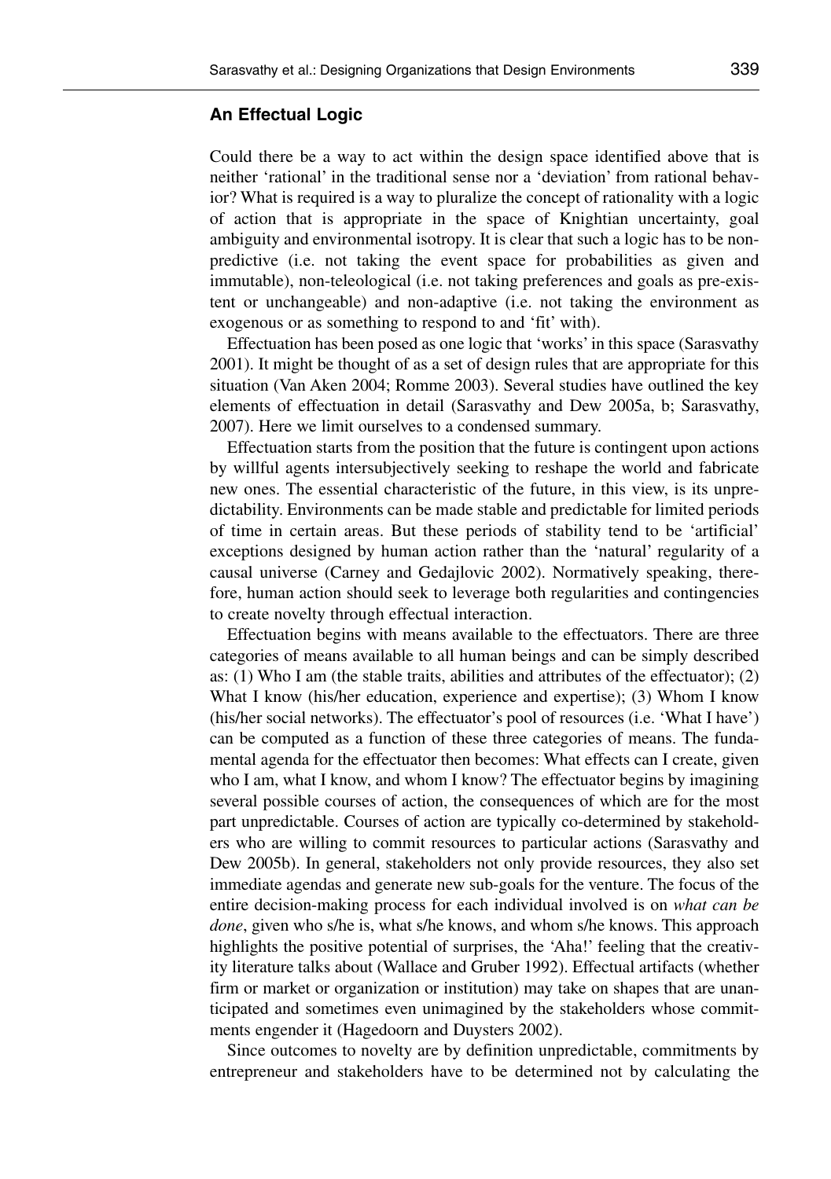### An Effectual Logic

Could there be a way to act within the design space identified above that is neither 'rational' in the traditional sense nor a 'deviation' from rational behavior? What is required is a way to pluralize the concept of rationality with a logic of action that is appropriate in the space of Knightian uncertainty, goal ambiguity and environmental isotropy. It is clear that such a logic has to be non-predictive (i.e. not taking the event space for probabilities as given and immutable), non-teleological (i.e. not taking preferences and goals as pre-existent or unchangeable) and non-adaptive (i.e. not taking the environment as exogenous or as something to respond to and 'fit' with).

Effectuation has been posed as one logic that 'works' in this space (Sarasvathy 2001). It might be thought of as a set of design rules that are appropriate for this situation (Van Aken 2004; Romme 2003). Several studies have outlined the key elements of effectuation in detail (Sarasvathy and Dew 2005a, b; Sarasvathy, 2007). Here we limit ourselves to a condensed summary.

Effectuation starts from the position that the future is contingent upon actions by willful agents intersubjectively seeking to reshape the world and fabricate new ones. The essential characteristic of the future, in this view, is its unpredictability. Environments can be made stable and predictable for limited periods of time in certain areas. But these periods of stability tend to be 'artificial' exceptions designed by human action rather than the 'natural' regularity of a causal universe (Carney and Gedajlovic 2002). Normatively speaking, therefore, human action should seek to leverage both regularities and contingencies to create novelty through effectual interaction.

Effectuation begins with means available to the effectuators. There are three categories of means available to all human beings and can be simply described as: (1) Who I am (the stable traits, abilities and attributes of the effectuator); (2) What I know (his/her education, experience and expertise); (3) Whom I know (his/her social networks). The effectuator's pool of resources (i.e. 'What I have') can be computed as a function of these three categories of means. The fundamental agenda for the effectuator then becomes: What effects can I create, given who I am, what I know, and whom I know? The effectuator begins by imagining several possible courses of action, the consequences of which are for the most part unpredictable. Courses of action are typically co-determined by stakeholders who are willing to commit resources to particular actions (Sarasvathy and Dew 2005b). In general, stakeholders not only provide resources, they also set immediate agendas and generate new sub-goals for the venture. The focus of the entire decision-making process for each individual involved is on *what can be done*, given who s/he is, what s/he knows, and whom s/he knows. This approach highlights the positive potential of surprises, the 'Aha!' feeling that the creativity literature talks about (Wallace and Gruber 1992). Effectual artifacts (whether firm or market or organization or institution) may take on shapes that are unanticipated and sometimes even unimagined by the stakeholders whose commitments engender it (Hagedoorn and Duysters 2002).

Since outcomes to novelty are by definition unpredictable, commitments by entrepreneur and stakeholders have to be determined not by calculating the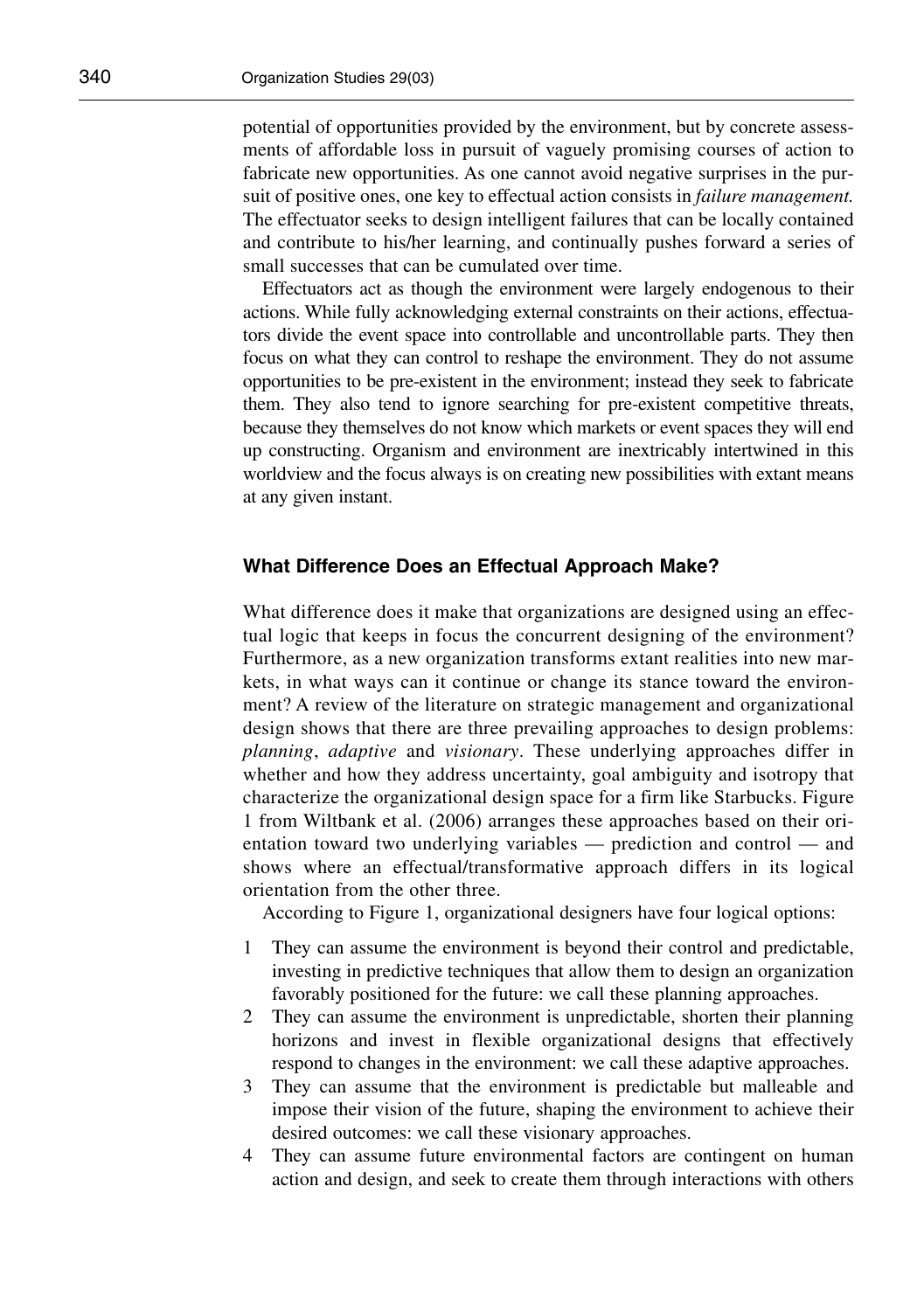potential of opportunities provided by the environment, but by concrete assessments of affordable loss in pursuit of vaguely promising courses of action to fabricate new opportunities. As one cannot avoid negative surprises in the pursuit of positive ones, one key to effectual action consists in *failure management.* The effectuator seeks to design intelligent failures that can be locally contained and contribute to his/her learning, and continually pushes forward a series of small successes that can be cumulated over time.

Effectuators act as though the environment were largely endogenous to their actions. While fully acknowledging external constraints on their actions, effectuators divide the event space into controllable and uncontrollable parts. They then focus on what they can control to reshape the environment. They do not assume opportunities to be pre-existent in the environment; instead they seek to fabricate them. They also tend to ignore searching for pre-existent competitive threats, because they themselves do not know which markets or event spaces they will end up constructing. Organism and environment are inextricably intertwined in this worldview and the focus always is on creating new possibilities with extant means at any given instant.

### What Difference Does an Effectual Approach Make?

What difference does it make that organizations are designed using an effectual logic that keeps in focus the concurrent designing of the environment? Furthermore, as a new organization transforms extant realities into new markets, in what ways can it continue or change its stance toward the environment? A review of the literature on strategic management and organizational design shows that there are three prevailing approaches to design problems: *planning*, *adaptive* and *visionary*. These underlying approaches differ in whether and how they address uncertainty, goal ambiguity and isotropy that characterize the organizational design space for a firm like Starbucks. Figure 1 from Wiltbank et al. (2006) arranges these approaches based on their orientation toward two underlying variables — prediction and control — and shows where an effectual/transformative approach differs in its logical orientation from the other three.

According to Figure 1, organizational designers have four logical options:

1. They can assume the environment is beyond their control and predictable, investing in predictive techniques that allow them to design an organization favorably positioned for the future: we call these planning approaches.
2. They can assume the environment is unpredictable, shorten their planning horizons and invest in flexible organizational designs that effectively respond to changes in the environment: we call these adaptive approaches.
3. They can assume that the environment is predictable but malleable and impose their vision of the future, shaping the environment to achieve their desired outcomes: we call these visionary approaches.
4. They can assume future environmental factors are contingent on human action and design, and seek to create them through interactions with others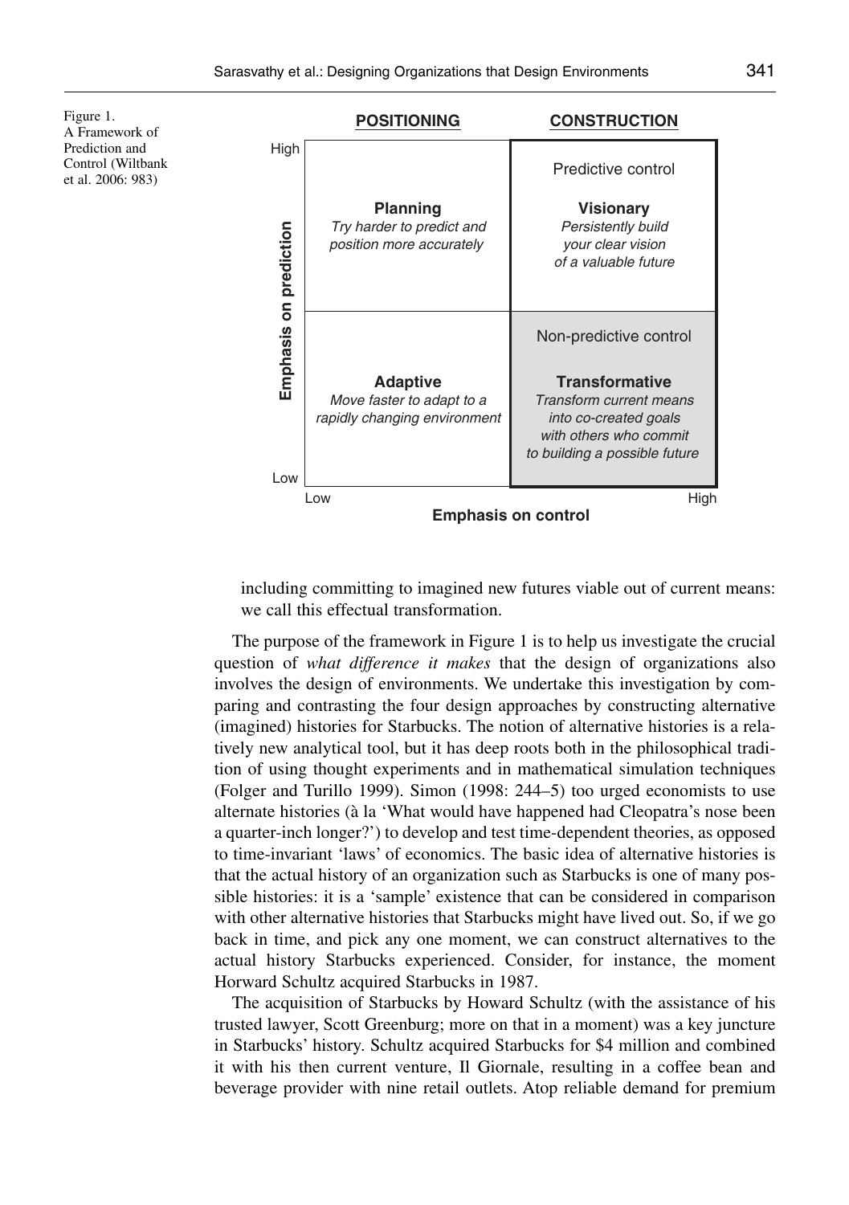Figure 1.
A Framework of Prediction and Control (Wiltbank et al. 2006: 983)

| | POSITIONING | CONSTRUCTION |
|---|---|---|
| **High emphasis on prediction** | **Planning** *Try harder to predict and position more accurately* | Predictive control **Visionary** *Persistently build your clear vision of a valuable future* |
| **Low emphasis on prediction** | **Adaptive** *Move faster to adapt to a rapidly changing environment* | Non-predictive control **Transformative** *Transform current means into co-created goals with others who commit to building a possible future* |

Vertical axis: **Emphasis on prediction** (Low to High). Horizontal axis: **Emphasis on control** (Low to High).

including committing to imagined new futures viable out of current means: we call this effectual transformation.

The purpose of the framework in Figure 1 is to help us investigate the crucial question of *what difference it makes* that the design of organizations also involves the design of environments. We undertake this investigation by comparing and contrasting the four design approaches by constructing alternative (imagined) histories for Starbucks. The notion of alternative histories is a relatively new analytical tool, but it has deep roots both in the philosophical tradition of using thought experiments and in mathematical simulation techniques (Folger and Turillo 1999). Simon (1998: 244–5) too urged economists to use alternate histories (à la 'What would have happened had Cleopatra's nose been a quarter-inch longer?') to develop and test time-dependent theories, as opposed to time-invariant 'laws' of economics. The basic idea of alternative histories is that the actual history of an organization such as Starbucks is one of many possible histories: it is a 'sample' existence that can be considered in comparison with other alternative histories that Starbucks might have lived out. So, if we go back in time, and pick any one moment, we can construct alternatives to the actual history Starbucks experienced. Consider, for instance, the moment Horward Schultz acquired Starbucks in 1987.

The acquisition of Starbucks by Howard Schultz (with the assistance of his trusted lawyer, Scott Greenburg; more on that in a moment) was a key juncture in Starbucks' history. Schultz acquired Starbucks for $4 million and combined it with his then current venture, Il Giornale, resulting in a coffee bean and beverage provider with nine retail outlets. Atop reliable demand for premium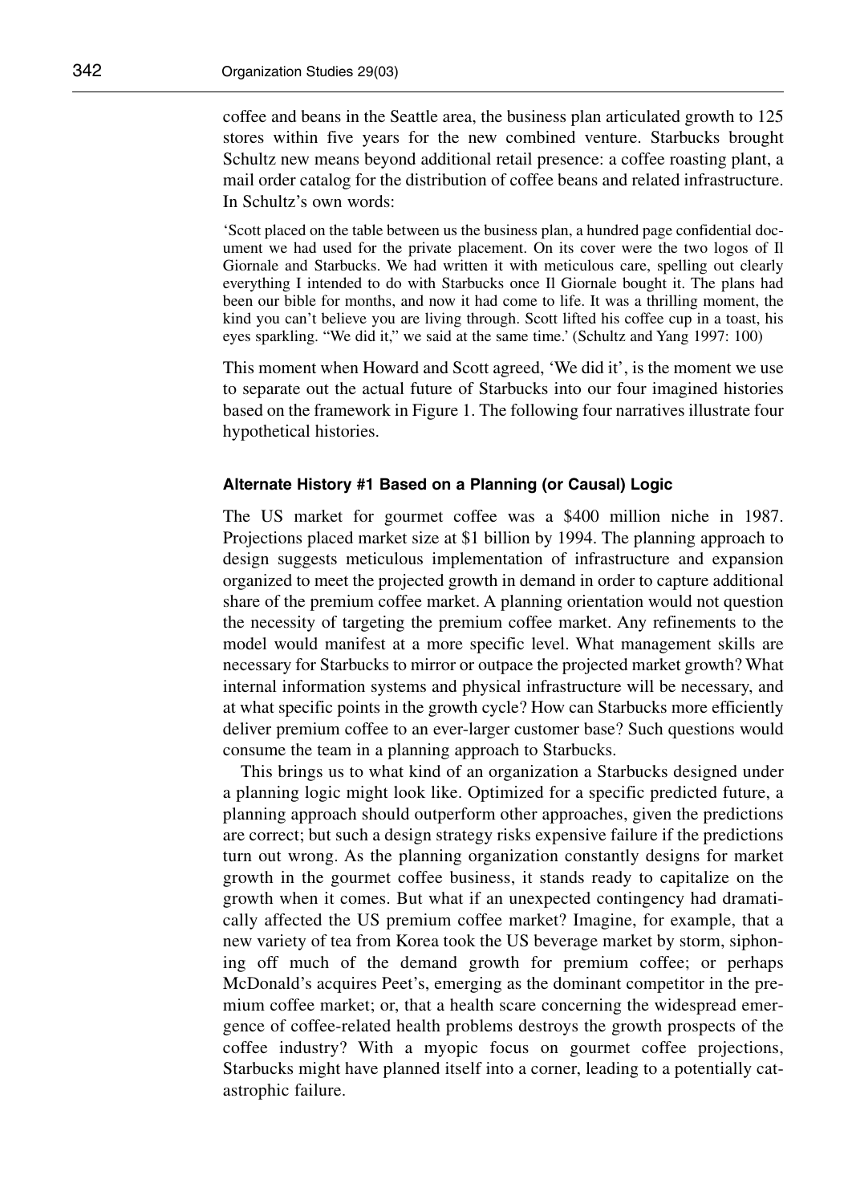coffee and beans in the Seattle area, the business plan articulated growth to 125 stores within five years for the new combined venture. Starbucks brought Schultz new means beyond additional retail presence: a coffee roasting plant, a mail order catalog for the distribution of coffee beans and related infrastructure. In Schultz's own words:

> 'Scott placed on the table between us the business plan, a hundred page confidential document we had used for the private placement. On its cover were the two logos of Il Giornale and Starbucks. We had written it with meticulous care, spelling out clearly everything I intended to do with Starbucks once Il Giornale bought it. The plans had been our bible for months, and now it had come to life. It was a thrilling moment, the kind you can't believe you are living through. Scott lifted his coffee cup in a toast, his eyes sparkling. "We did it," we said at the same time.' (Schultz and Yang 1997: 100)

This moment when Howard and Scott agreed, 'We did it', is the moment we use to separate out the actual future of Starbucks into our four imagined histories based on the framework in Figure 1. The following four narratives illustrate four hypothetical histories.

#### Alternate History #1 Based on a Planning (or Causal) Logic

The US market for gourmet coffee was a \$400 million niche in 1987. Projections placed market size at \$1 billion by 1994. The planning approach to design suggests meticulous implementation of infrastructure and expansion organized to meet the projected growth in demand in order to capture additional share of the premium coffee market. A planning orientation would not question the necessity of targeting the premium coffee market. Any refinements to the model would manifest at a more specific level. What management skills are necessary for Starbucks to mirror or outpace the projected market growth? What internal information systems and physical infrastructure will be necessary, and at what specific points in the growth cycle? How can Starbucks more efficiently deliver premium coffee to an ever-larger customer base? Such questions would consume the team in a planning approach to Starbucks.

This brings us to what kind of an organization a Starbucks designed under a planning logic might look like. Optimized for a specific predicted future, a planning approach should outperform other approaches, given the predictions are correct; but such a design strategy risks expensive failure if the predictions turn out wrong. As the planning organization constantly designs for market growth in the gourmet coffee business, it stands ready to capitalize on the growth when it comes. But what if an unexpected contingency had dramatically affected the US premium coffee market? Imagine, for example, that a new variety of tea from Korea took the US beverage market by storm, siphoning off much of the demand growth for premium coffee; or perhaps McDonald's acquires Peet's, emerging as the dominant competitor in the premium coffee market; or, that a health scare concerning the widespread emergence of coffee-related health problems destroys the growth prospects of the coffee industry? With a myopic focus on gourmet coffee projections, Starbucks might have planned itself into a corner, leading to a potentially catastrophic failure.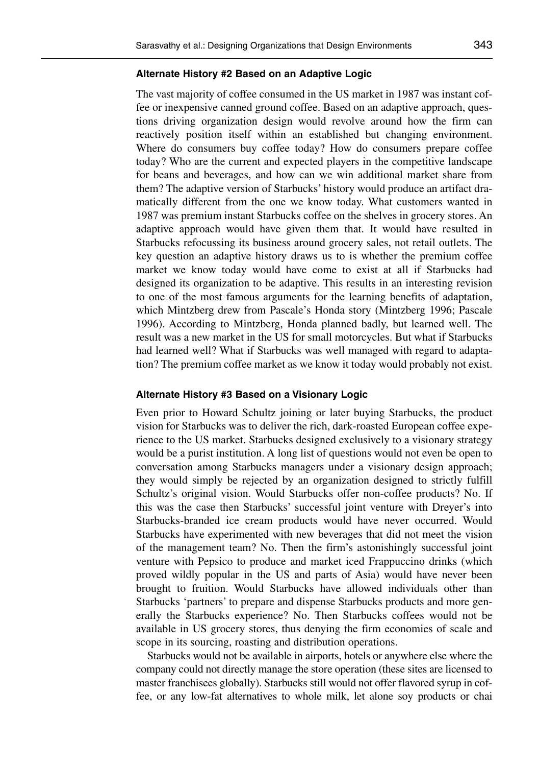### Alternate History #2 Based on an Adaptive Logic

The vast majority of coffee consumed in the US market in 1987 was instant coffee or inexpensive canned ground coffee. Based on an adaptive approach, questions driving organization design would revolve around how the firm can reactively position itself within an established but changing environment. Where do consumers buy coffee today? How do consumers prepare coffee today? Who are the current and expected players in the competitive landscape for beans and beverages, and how can we win additional market share from them? The adaptive version of Starbucks' history would produce an artifact dramatically different from the one we know today. What customers wanted in 1987 was premium instant Starbucks coffee on the shelves in grocery stores. An adaptive approach would have given them that. It would have resulted in Starbucks refocussing its business around grocery sales, not retail outlets. The key question an adaptive history draws us to is whether the premium coffee market we know today would have come to exist at all if Starbucks had designed its organization to be adaptive. This results in an interesting revision to one of the most famous arguments for the learning benefits of adaptation, which Mintzberg drew from Pascale's Honda story (Mintzberg 1996; Pascale 1996). According to Mintzberg, Honda planned badly, but learned well. The result was a new market in the US for small motorcycles. But what if Starbucks had learned well? What if Starbucks was well managed with regard to adaptation? The premium coffee market as we know it today would probably not exist.

### Alternate History #3 Based on a Visionary Logic

Even prior to Howard Schultz joining or later buying Starbucks, the product vision for Starbucks was to deliver the rich, dark-roasted European coffee experience to the US market. Starbucks designed exclusively to a visionary strategy would be a purist institution. A long list of questions would not even be open to conversation among Starbucks managers under a visionary design approach; they would simply be rejected by an organization designed to strictly fulfill Schultz's original vision. Would Starbucks offer non-coffee products? No. If this was the case then Starbucks' successful joint venture with Dreyer's into Starbucks-branded ice cream products would have never occurred. Would Starbucks have experimented with new beverages that did not meet the vision of the management team? No. Then the firm's astonishingly successful joint venture with Pepsico to produce and market iced Frappuccino drinks (which proved wildly popular in the US and parts of Asia) would have never been brought to fruition. Would Starbucks have allowed individuals other than Starbucks 'partners' to prepare and dispense Starbucks products and more generally the Starbucks experience? No. Then Starbucks coffees would not be available in US grocery stores, thus denying the firm economies of scale and scope in its sourcing, roasting and distribution operations.

Starbucks would not be available in airports, hotels or anywhere else where the company could not directly manage the store operation (these sites are licensed to master franchisees globally). Starbucks still would not offer flavored syrup in coffee, or any low-fat alternatives to whole milk, let alone soy products or chai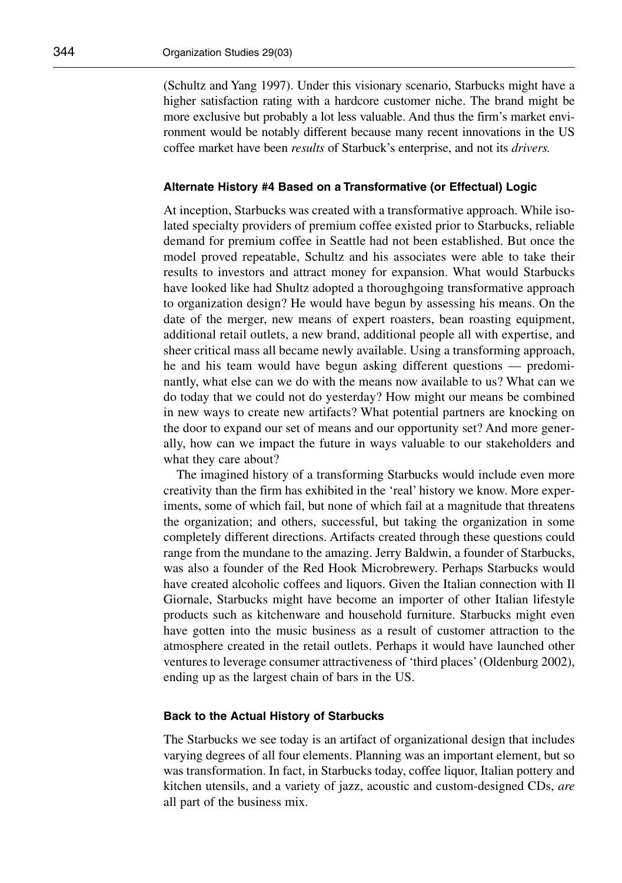(Schultz and Yang 1997). Under this visionary scenario, Starbucks might have a higher satisfaction rating with a hardcore customer niche. The brand might be more exclusive but probably a lot less valuable. And thus the firm's market environment would be notably different because many recent innovations in the US coffee market have been *results* of Starbuck's enterprise, and not its *drivers.*

### Alternate History #4 Based on a Transformative (or Effectual) Logic

At inception, Starbucks was created with a transformative approach. While isolated specialty providers of premium coffee existed prior to Starbucks, reliable demand for premium coffee in Seattle had not been established. But once the model proved repeatable, Schultz and his associates were able to take their results to investors and attract money for expansion. What would Starbucks have looked like had Shultz adopted a thoroughgoing transformative approach to organization design? He would have begun by assessing his means. On the date of the merger, new means of expert roasters, bean roasting equipment, additional retail outlets, a new brand, additional people all with expertise, and sheer critical mass all became newly available. Using a transforming approach, he and his team would have begun asking different questions — predominantly, what else can we do with the means now available to us? What can we do today that we could not do yesterday? How might our means be combined in new ways to create new artifacts? What potential partners are knocking on the door to expand our set of means and our opportunity set? And more generally, how can we impact the future in ways valuable to our stakeholders and what they care about?

The imagined history of a transforming Starbucks would include even more creativity than the firm has exhibited in the 'real' history we know. More experiments, some of which fail, but none of which fail at a magnitude that threatens the organization; and others, successful, but taking the organization in some completely different directions. Artifacts created through these questions could range from the mundane to the amazing. Jerry Baldwin, a founder of Starbucks, was also a founder of the Red Hook Microbrewery. Perhaps Starbucks would have created alcoholic coffees and liquors. Given the Italian connection with Il Giornale, Starbucks might have become an importer of other Italian lifestyle products such as kitchenware and household furniture. Starbucks might even have gotten into the music business as a result of customer attraction to the atmosphere created in the retail outlets. Perhaps it would have launched other ventures to leverage consumer attractiveness of 'third places' (Oldenburg 2002), ending up as the largest chain of bars in the US.

### Back to the Actual History of Starbucks

The Starbucks we see today is an artifact of organizational design that includes varying degrees of all four elements. Planning was an important element, but so was transformation. In fact, in Starbucks today, coffee liquor, Italian pottery and kitchen utensils, and a variety of jazz, acoustic and custom-designed CDs, *are* all part of the business mix.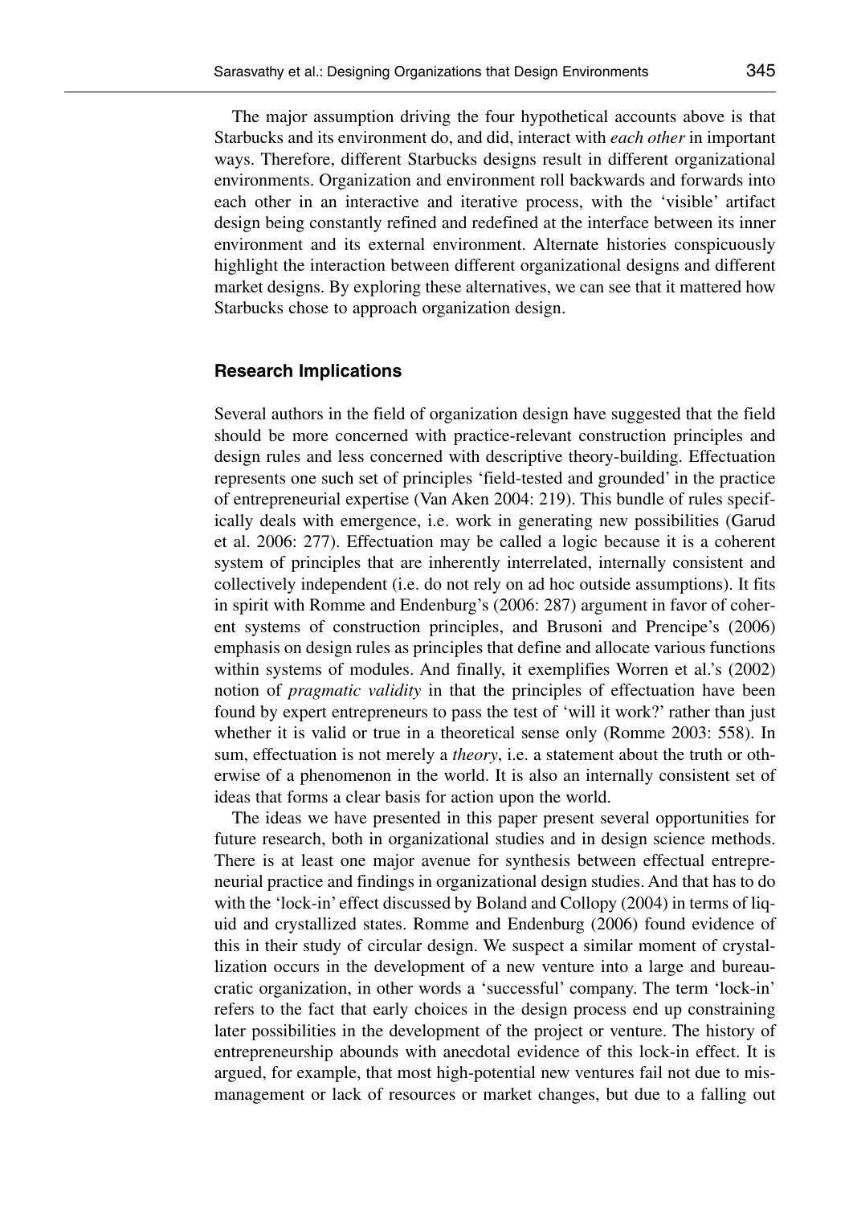The major assumption driving the four hypothetical accounts above is that Starbucks and its environment do, and did, interact with *each other* in important ways. Therefore, different Starbucks designs result in different organizational environments. Organization and environment roll backwards and forwards into each other in an interactive and iterative process, with the 'visible' artifact design being constantly refined and redefined at the interface between its inner environment and its external environment. Alternate histories conspicuously highlight the interaction between different organizational designs and different market designs. By exploring these alternatives, we can see that it mattered how Starbucks chose to approach organization design.

## Research Implications

Several authors in the field of organization design have suggested that the field should be more concerned with practice-relevant construction principles and design rules and less concerned with descriptive theory-building. Effectuation represents one such set of principles 'field-tested and grounded' in the practice of entrepreneurial expertise (Van Aken 2004: 219). This bundle of rules specifically deals with emergence, i.e. work in generating new possibilities (Garud et al. 2006: 277). Effectuation may be called a logic because it is a coherent system of principles that are inherently interrelated, internally consistent and collectively independent (i.e. do not rely on ad hoc outside assumptions). It fits in spirit with Romme and Endenburg's (2006: 287) argument in favor of coherent systems of construction principles, and Brusoni and Prencipe's (2006) emphasis on design rules as principles that define and allocate various functions within systems of modules. And finally, it exemplifies Worren et al.'s (2002) notion of *pragmatic validity* in that the principles of effectuation have been found by expert entrepreneurs to pass the test of 'will it work?' rather than just whether it is valid or true in a theoretical sense only (Romme 2003: 558). In sum, effectuation is not merely a *theory*, i.e. a statement about the truth or otherwise of a phenomenon in the world. It is also an internally consistent set of ideas that forms a clear basis for action upon the world.

The ideas we have presented in this paper present several opportunities for future research, both in organizational studies and in design science methods. There is at least one major avenue for synthesis between effectual entrepreneurial practice and findings in organizational design studies. And that has to do with the 'lock-in' effect discussed by Boland and Collopy (2004) in terms of liquid and crystallized states. Romme and Endenburg (2006) found evidence of this in their study of circular design. We suspect a similar moment of crystallization occurs in the development of a new venture into a large and bureaucratic organization, in other words a 'successful' company. The term 'lock-in' refers to the fact that early choices in the design process end up constraining later possibilities in the development of the project or venture. The history of entrepreneurship abounds with anecdotal evidence of this lock-in effect. It is argued, for example, that most high-potential new ventures fail not due to mismanagement or lack of resources or market changes, but due to a falling out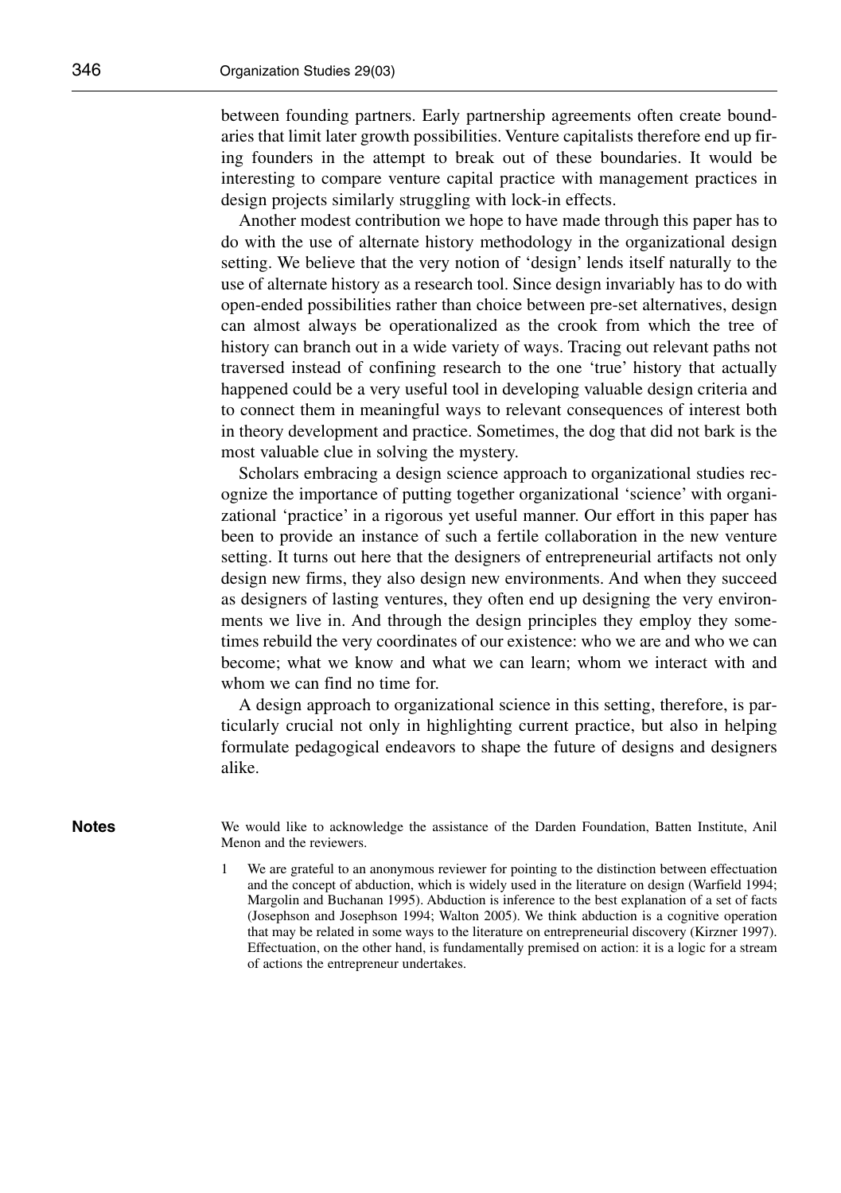between founding partners. Early partnership agreements often create boundaries that limit later growth possibilities. Venture capitalists therefore end up firing founders in the attempt to break out of these boundaries. It would be interesting to compare venture capital practice with management practices in design projects similarly struggling with lock-in effects.

Another modest contribution we hope to have made through this paper has to do with the use of alternate history methodology in the organizational design setting. We believe that the very notion of 'design' lends itself naturally to the use of alternate history as a research tool. Since design invariably has to do with open-ended possibilities rather than choice between pre-set alternatives, design can almost always be operationalized as the crook from which the tree of history can branch out in a wide variety of ways. Tracing out relevant paths not traversed instead of confining research to the one 'true' history that actually happened could be a very useful tool in developing valuable design criteria and to connect them in meaningful ways to relevant consequences of interest both in theory development and practice. Sometimes, the dog that did not bark is the most valuable clue in solving the mystery.

Scholars embracing a design science approach to organizational studies recognize the importance of putting together organizational 'science' with organizational 'practice' in a rigorous yet useful manner. Our effort in this paper has been to provide an instance of such a fertile collaboration in the new venture setting. It turns out here that the designers of entrepreneurial artifacts not only design new firms, they also design new environments. And when they succeed as designers of lasting ventures, they often end up designing the very environments we live in. And through the design principles they employ they sometimes rebuild the very coordinates of our existence: who we are and who we can become; what we know and what we can learn; whom we interact with and whom we can find no time for.

A design approach to organizational science in this setting, therefore, is particularly crucial not only in highlighting current practice, but also in helping formulate pedagogical endeavors to shape the future of designs and designers alike.

## Notes

We would like to acknowledge the assistance of the Darden Foundation, Batten Institute, Anil Menon and the reviewers.

1 We are grateful to an anonymous reviewer for pointing to the distinction between effectuation and the concept of abduction, which is widely used in the literature on design (Warfield 1994; Margolin and Buchanan 1995). Abduction is inference to the best explanation of a set of facts (Josephson and Josephson 1994; Walton 2005). We think abduction is a cognitive operation that may be related in some ways to the literature on entrepreneurial discovery (Kirzner 1997). Effectuation, on the other hand, is fundamentally premised on action: it is a logic for a stream of actions the entrepreneur undertakes.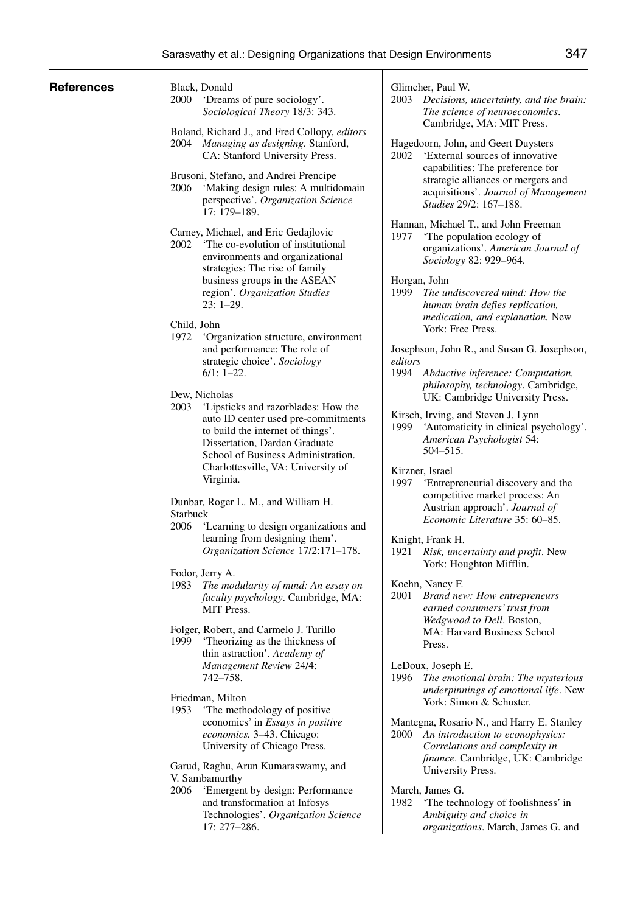## References

Black, Donald
2000 'Dreams of pure sociology'. *Sociological Theory* 18/3: 343.

Boland, Richard J., and Fred Collopy, *editors*
2004 *Managing as designing.* Stanford, CA: Stanford University Press.

Brusoni, Stefano, and Andrei Prencipe
2006 'Making design rules: A multidomain perspective'. *Organization Science* 17: 179–189.

Carney, Michael, and Eric Gedajlovic
2002 'The co-evolution of institutional environments and organizational strategies: The rise of family business groups in the ASEAN region'. *Organization Studies* 23: 1–29.

Child, John
1972 'Organization structure, environment and performance: The role of strategic choice'. *Sociology* 6/1: 1–22.

Dew, Nicholas
2003 'Lipsticks and razorblades: How the auto ID center used pre-commitments to build the internet of things'. Dissertation, Darden Graduate School of Business Administration. Charlottesville, VA: University of Virginia.

Dunbar, Roger L. M., and William H. Starbuck
2006 'Learning to design organizations and learning from designing them'. *Organization Science* 17/2:171–178.

Fodor, Jerry A.
1983 *The modularity of mind: An essay on faculty psychology*. Cambridge, MA: MIT Press.

Folger, Robert, and Carmelo J. Turillo
1999 'Theorizing as the thickness of thin astraction'. *Academy of Management Review* 24/4: 742–758.

Friedman, Milton
1953 'The methodology of positive economics' in *Essays in positive economics.* 3–43. Chicago: University of Chicago Press.

Garud, Raghu, Arun Kumaraswamy, and V. Sambamurthy
2006 'Emergent by design: Performance and transformation at Infosys Technologies'. *Organization Science* 17: 277–286.

Glimcher, Paul W.
2003 *Decisions, uncertainty, and the brain: The science of neuroeconomics*. Cambridge, MA: MIT Press.

Hagedoorn, John, and Geert Duysters
2002 'External sources of innovative capabilities: The preference for strategic alliances or mergers and acquisitions'. *Journal of Management Studies* 29/2: 167–188.

Hannan, Michael T., and John Freeman
1977 'The population ecology of organizations'. *American Journal of Sociology* 82: 929–964.

Horgan, John
1999 *The undiscovered mind: How the human brain defies replication, medication, and explanation.* New York: Free Press.

Josephson, John R., and Susan G. Josephson, *editors*
1994 *Abductive inference: Computation, philosophy, technology*. Cambridge, UK: Cambridge University Press.

Kirsch, Irving, and Steven J. Lynn
1999 'Automaticity in clinical psychology'. *American Psychologist* 54: 504–515.

Kirzner, Israel
1997 'Entrepreneurial discovery and the competitive market process: An Austrian approach'. *Journal of Economic Literature* 35: 60–85.

Knight, Frank H.
1921 *Risk, uncertainty and profit*. New York: Houghton Mifflin.

Koehn, Nancy F.
2001 *Brand new: How entrepreneurs earned consumers' trust from Wedgwood to Dell*. Boston, MA: Harvard Business School Press.

LeDoux, Joseph E.
1996 *The emotional brain: The mysterious underpinnings of emotional life*. New York: Simon & Schuster.

Mantegna, Rosario N., and Harry E. Stanley
2000 *An introduction to econophysics: Correlations and complexity in finance*. Cambridge, UK: Cambridge University Press.

March, James G.
1982 'The technology of foolishness' in *Ambiguity and choice in organizations*. March, James G. and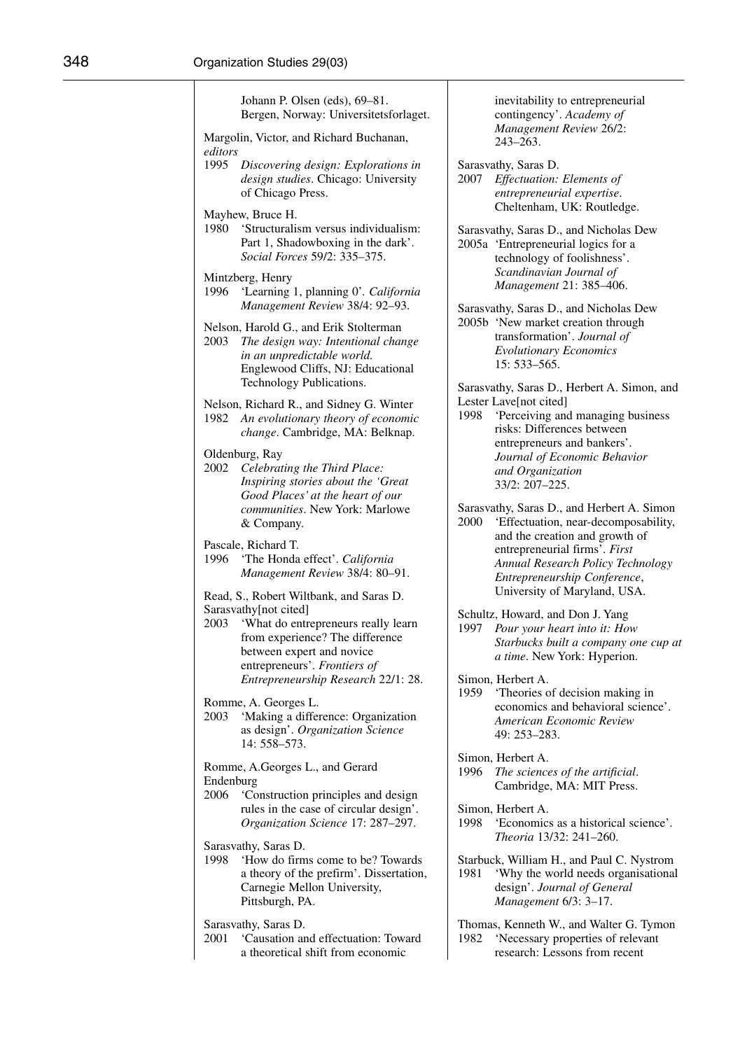Johann P. Olsen (eds), 69–81. Bergen, Norway: Universitetsforlaget.

Margolin, Victor, and Richard Buchanan, *editors*
1995 *Discovering design: Explorations in design studies*. Chicago: University of Chicago Press.

Mayhew, Bruce H.
1980 'Structuralism versus individualism: Part 1, Shadowboxing in the dark'. *Social Forces* 59/2: 335–375.

Mintzberg, Henry
1996 'Learning 1, planning 0'. *California Management Review* 38/4: 92–93.

Nelson, Harold G., and Erik Stolterman
2003 *The design way: Intentional change in an unpredictable world.* Englewood Cliffs, NJ: Educational Technology Publications.

Nelson, Richard R., and Sidney G. Winter
1982 *An evolutionary theory of economic change*. Cambridge, MA: Belknap.

Oldenburg, Ray
2002 *Celebrating the Third Place: Inspiring stories about the 'Great Good Places' at the heart of our communities*. New York: Marlowe & Company.

Pascale, Richard T.
1996 'The Honda effect'. *California Management Review* 38/4: 80–91.

Read, S., Robert Wiltbank, and Saras D. Sarasvathy[not cited]
2003 'What do entrepreneurs really learn from experience? The difference between expert and novice entrepreneurs'. *Frontiers of Entrepreneurship Research* 22/1: 28.

Romme, A. Georges L.
2003 'Making a difference: Organization as design'. *Organization Science* 14: 558–573.

Romme, A.Georges L., and Gerard Endenburg
2006 'Construction principles and design rules in the case of circular design'. *Organization Science* 17: 287–297.

Sarasvathy, Saras D.
1998 'How do firms come to be? Towards a theory of the prefirm'. Dissertation, Carnegie Mellon University, Pittsburgh, PA.

Sarasvathy, Saras D.
2001 'Causation and effectuation: Toward a theoretical shift from economic inevitability to entrepreneurial contingency'. *Academy of Management Review* 26/2: 243–263.

Sarasvathy, Saras D.
2007 *Effectuation: Elements of entrepreneurial expertise*. Cheltenham, UK: Routledge.

Sarasvathy, Saras D., and Nicholas Dew
2005a 'Entrepreneurial logics for a technology of foolishness'. *Scandinavian Journal of Management* 21: 385–406.

Sarasvathy, Saras D., and Nicholas Dew
2005b 'New market creation through transformation'. *Journal of Evolutionary Economics* 15: 533–565.

Sarasvathy, Saras D., Herbert A. Simon, and Lester Lave[not cited]
1998 'Perceiving and managing business risks: Differences between entrepreneurs and bankers'. *Journal of Economic Behavior and Organization* 33/2: 207–225.

Sarasvathy, Saras D., and Herbert A. Simon
2000 'Effectuation, near-decomposability, and the creation and growth of entrepreneurial firms'. *First Annual Research Policy Technology Entrepreneurship Conference*, University of Maryland, USA.

Schultz, Howard, and Don J. Yang
1997 *Pour your heart into it: How Starbucks built a company one cup at a time*. New York: Hyperion.

Simon, Herbert A.
1959 'Theories of decision making in economics and behavioral science'. *American Economic Review* 49: 253–283.

Simon, Herbert A.
1996 *The sciences of the artificial*. Cambridge, MA: MIT Press.

Simon, Herbert A.
1998 'Economics as a historical science'. *Theoria* 13/32: 241–260.

Starbuck, William H., and Paul C. Nystrom
1981 'Why the world needs organisational design'. *Journal of General Management* 6/3: 3–17.

Thomas, Kenneth W., and Walter G. Tymon
1982 'Necessary properties of relevant research: Lessons from recent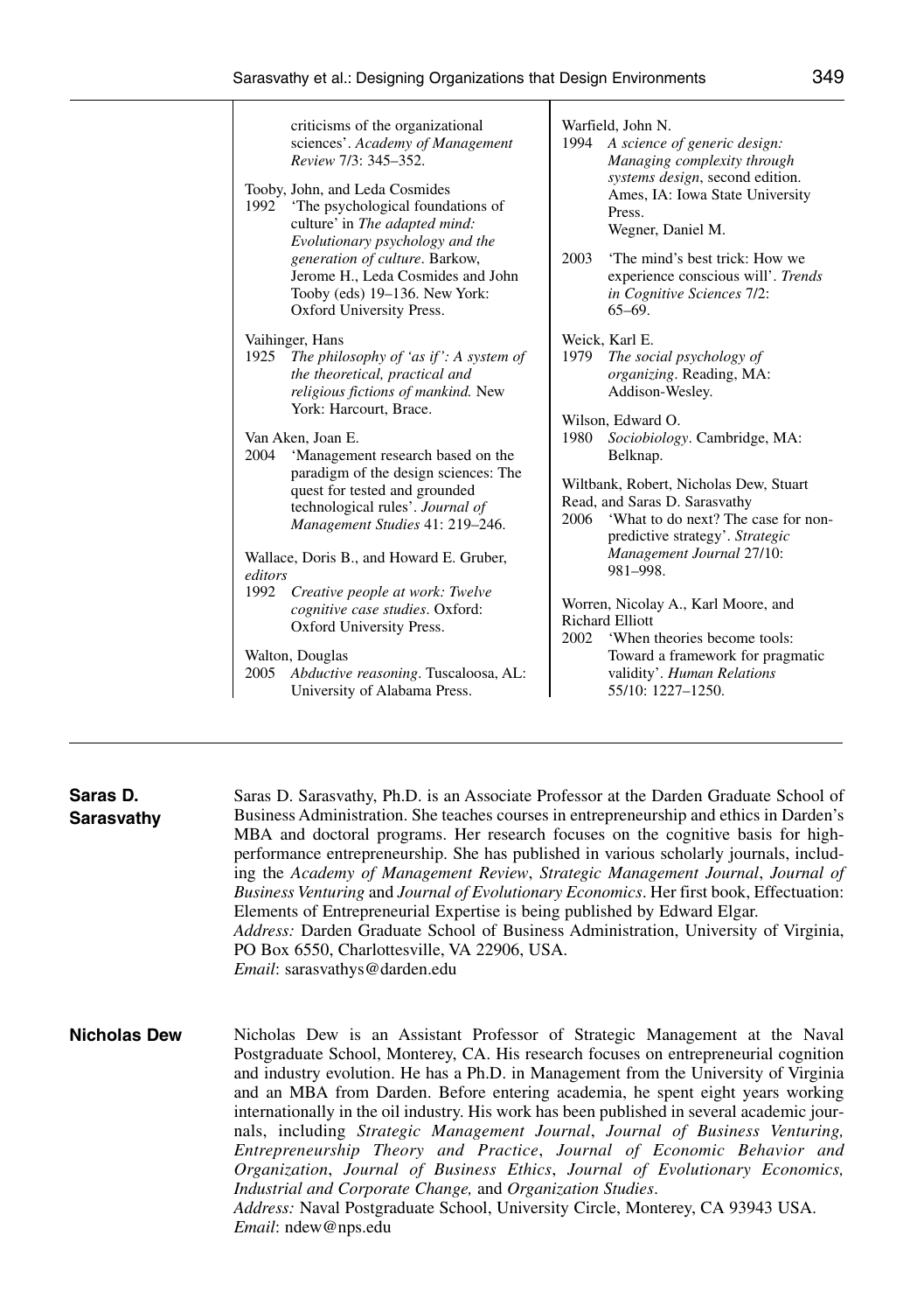criticisms of the organizational sciences'. *Academy of Management Review* 7/3: 345–352.

Tooby, John, and Leda Cosmides
1992 'The psychological foundations of culture' in *The adapted mind: Evolutionary psychology and the generation of culture*. Barkow, Jerome H., Leda Cosmides and John Tooby (eds) 19–136. New York: Oxford University Press.

Vaihinger, Hans
1925 *The philosophy of 'as if': A system of the theoretical, practical and religious fictions of mankind.* New York: Harcourt, Brace.

Van Aken, Joan E.
2004 'Management research based on the paradigm of the design sciences: The quest for tested and grounded technological rules'. *Journal of Management Studies* 41: 219–246.

Wallace, Doris B., and Howard E. Gruber, *editors*
1992 *Creative people at work: Twelve cognitive case studies*. Oxford: Oxford University Press.

Walton, Douglas
2005 *Abductive reasoning*. Tuscaloosa, AL: University of Alabama Press.

Warfield, John N.
1994 *A science of generic design: Managing complexity through systems design*, second edition. Ames, IA: Iowa State University Press.

Wegner, Daniel M.
2003 'The mind's best trick: How we experience conscious will'. *Trends in Cognitive Sciences* 7/2: 65–69.

Weick, Karl E.
1979 *The social psychology of organizing*. Reading, MA: Addison-Wesley.

Wilson, Edward O.
1980 *Sociobiology*. Cambridge, MA: Belknap.

Wiltbank, Robert, Nicholas Dew, Stuart Read, and Saras D. Sarasvathy
2006 'What to do next? The case for non-predictive strategy'. *Strategic Management Journal* 27/10: 981–998.

Worren, Nicolay A., Karl Moore, and Richard Elliott
2002 'When theories become tools: Toward a framework for pragmatic validity'. *Human Relations* 55/10: 1227–1250.

**Saras D. Sarasvathy**

Saras D. Sarasvathy, Ph.D. is an Associate Professor at the Darden Graduate School of Business Administration. She teaches courses in entrepreneurship and ethics in Darden's MBA and doctoral programs. Her research focuses on the cognitive basis for high-performance entrepreneurship. She has published in various scholarly journals, including the *Academy of Management Review*, *Strategic Management Journal*, *Journal of Business Venturing* and *Journal of Evolutionary Economics*. Her first book, Effectuation: Elements of Entrepreneurial Expertise is being published by Edward Elgar.
*Address:* Darden Graduate School of Business Administration, University of Virginia, PO Box 6550, Charlottesville, VA 22906, USA.
*Email*: sarasvathys@darden.edu

**Nicholas Dew**

Nicholas Dew is an Assistant Professor of Strategic Management at the Naval Postgraduate School, Monterey, CA. His research focuses on entrepreneurial cognition and industry evolution. He has a Ph.D. in Management from the University of Virginia and an MBA from Darden. Before entering academia, he spent eight years working internationally in the oil industry. His work has been published in several academic journals, including *Strategic Management Journal*, *Journal of Business Venturing, Entrepreneurship Theory and Practice*, *Journal of Economic Behavior and Organization*, *Journal of Business Ethics*, *Journal of Evolutionary Economics, Industrial and Corporate Change,* and *Organization Studies*.
*Address:* Naval Postgraduate School, University Circle, Monterey, CA 93943 USA.
*Email*: ndew@nps.edu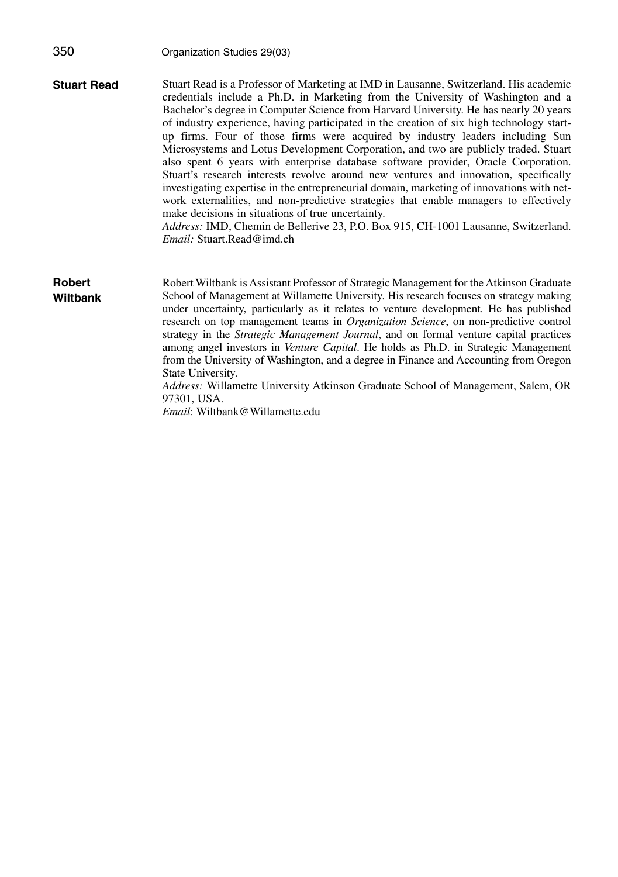**Stuart Read**

Stuart Read is a Professor of Marketing at IMD in Lausanne, Switzerland. His academic credentials include a Ph.D. in Marketing from the University of Washington and a Bachelor's degree in Computer Science from Harvard University. He has nearly 20 years of industry experience, having participated in the creation of six high technology start-up firms. Four of those firms were acquired by industry leaders including Sun Microsystems and Lotus Development Corporation, and two are publicly traded. Stuart also spent 6 years with enterprise database software provider, Oracle Corporation. Stuart's research interests revolve around new ventures and innovation, specifically investigating expertise in the entrepreneurial domain, marketing of innovations with network externalities, and non-predictive strategies that enable managers to effectively make decisions in situations of true uncertainty.
*Address:* IMD, Chemin de Bellerive 23, P.O. Box 915, CH-1001 Lausanne, Switzerland.
*Email:* Stuart.Read@imd.ch

**Robert Wiltbank**

Robert Wiltbank is Assistant Professor of Strategic Management for the Atkinson Graduate School of Management at Willamette University. His research focuses on strategy making under uncertainty, particularly as it relates to venture development. He has published research on top management teams in *Organization Science*, on non-predictive control strategy in the *Strategic Management Journal*, and on formal venture capital practices among angel investors in *Venture Capital*. He holds as Ph.D. in Strategic Management from the University of Washington, and a degree in Finance and Accounting from Oregon State University.
*Address:* Willamette University Atkinson Graduate School of Management, Salem, OR 97301, USA.
*Email*: Wiltbank@Willamette.edu